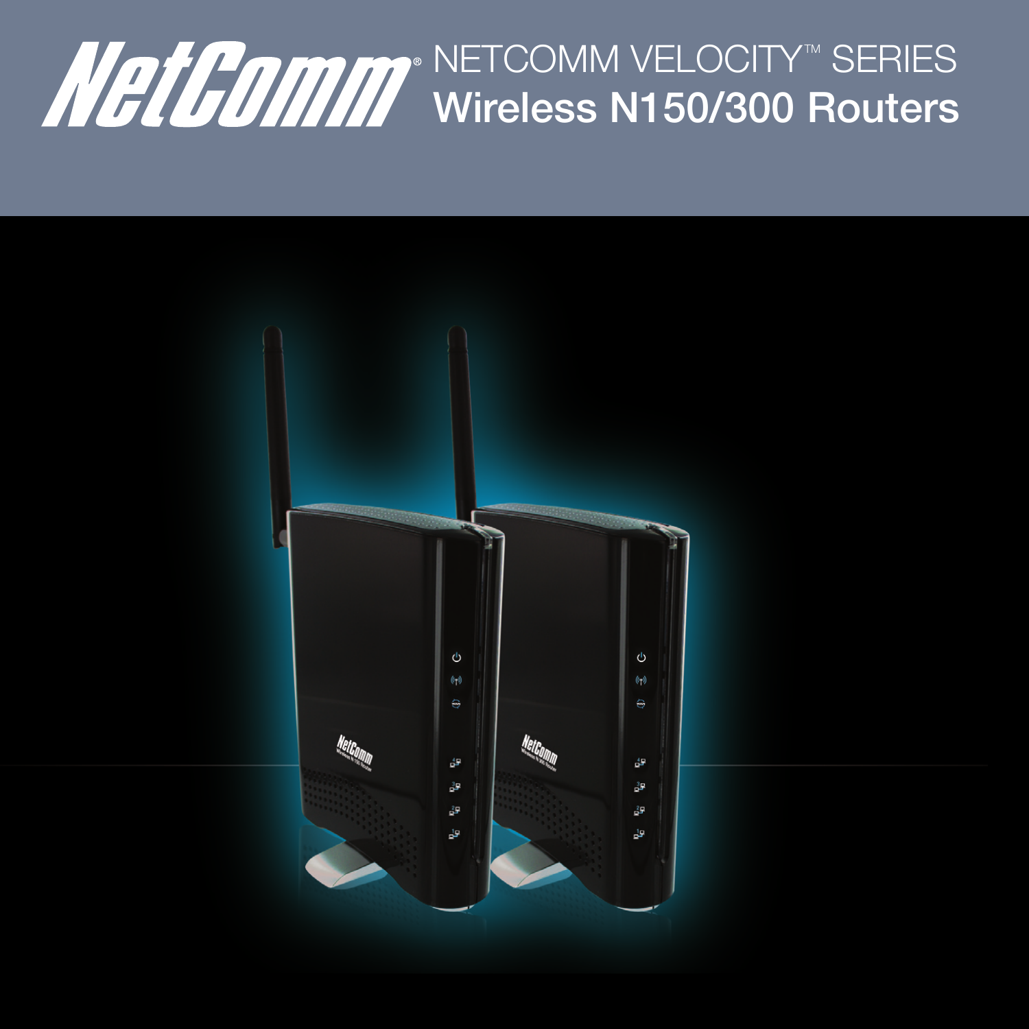NetComm®

# NETCOMM VELOCITY™ SERIES
## Wireless N150/300 Routers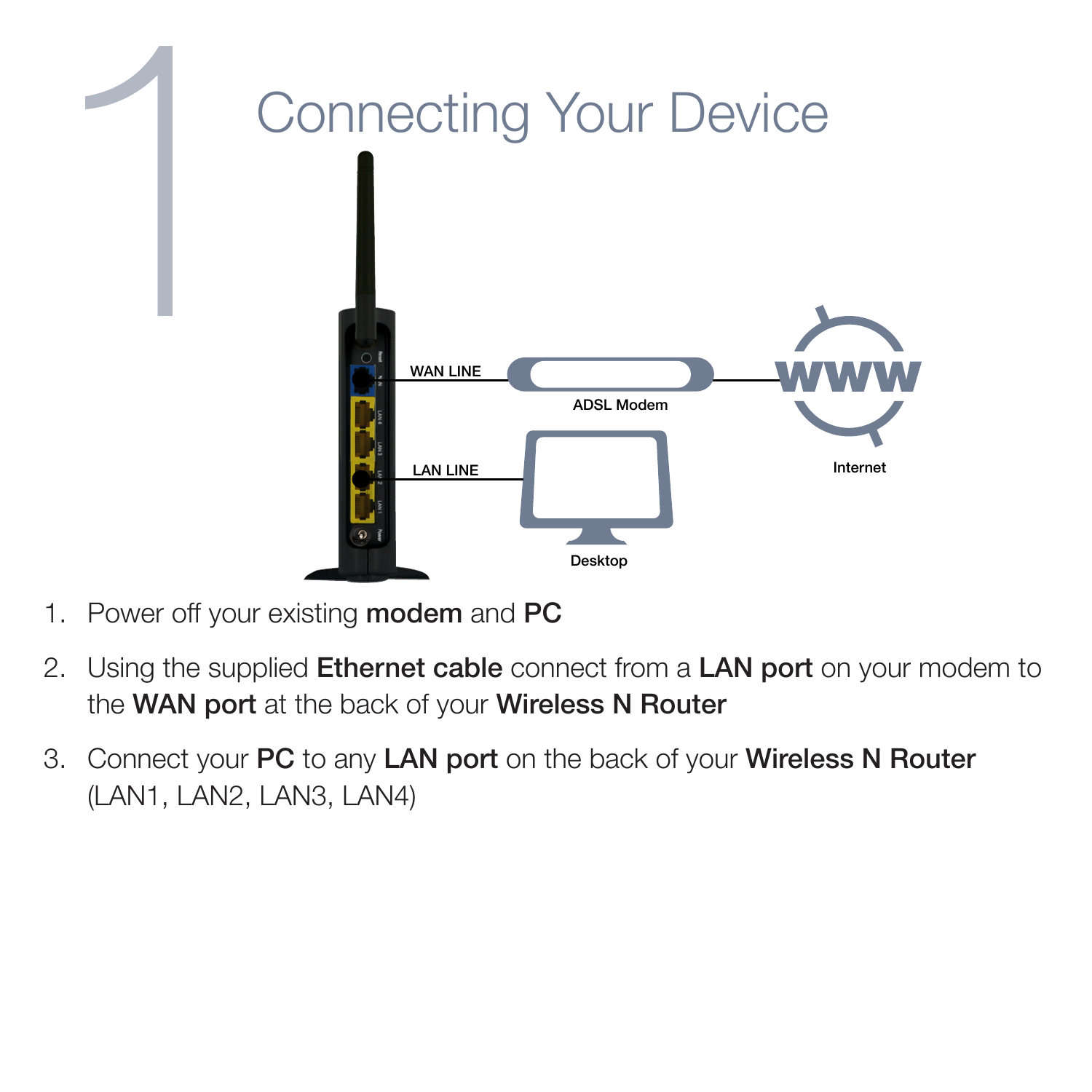# 1 Connecting Your Device

WAN LINE

ADSL Modem

Internet

LAN LINE

Desktop

1. Power off your existing **modem** and **PC**
2. Using the supplied **Ethernet cable** connect from a **LAN port** on your modem to the **WAN port** at the back of your **Wireless N Router**
3. Connect your **PC** to any **LAN port** on the back of your **Wireless N Router** (LAN1, LAN2, LAN3, LAN4)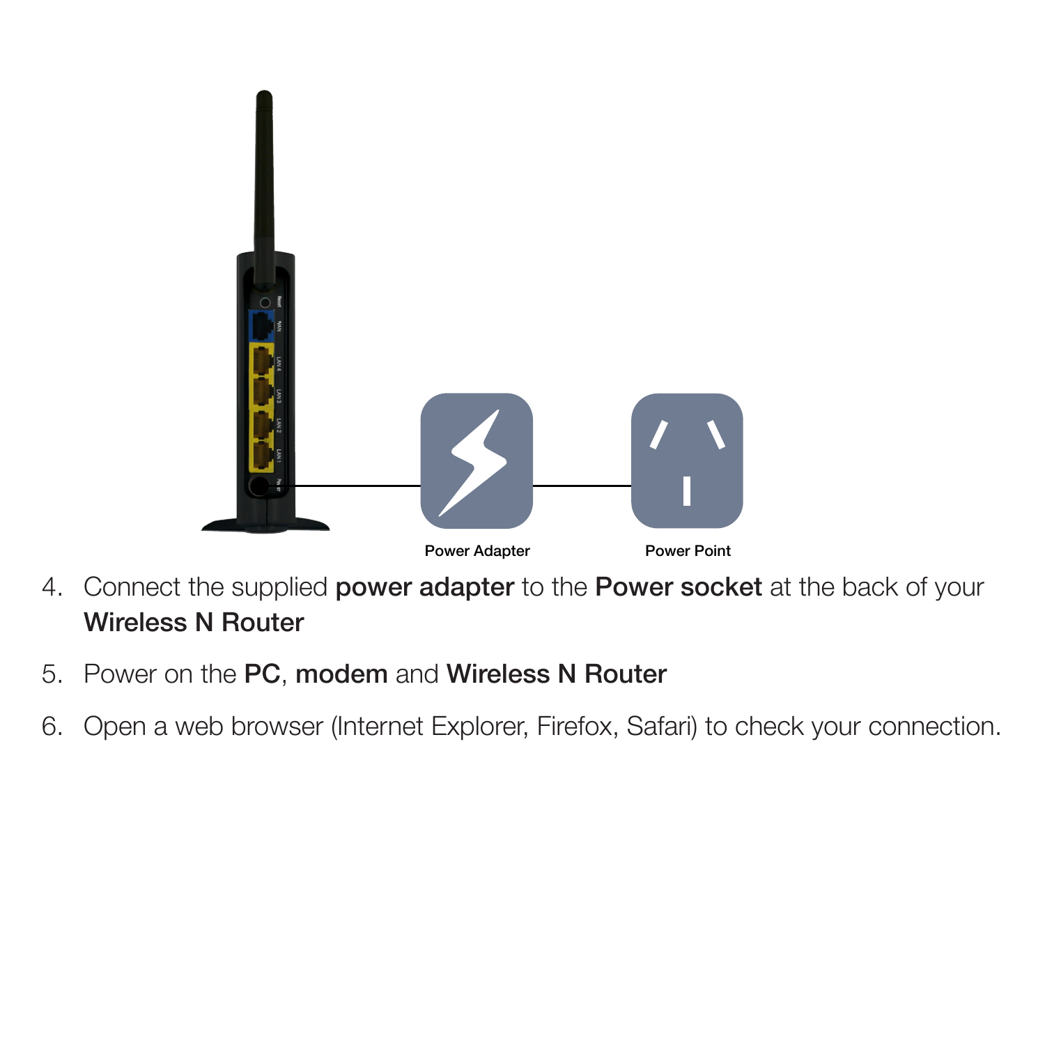Power Adapter

Power Point

4. Connect the supplied **power adapter** to the **Power socket** at the back of your **Wireless N Router**
5. Power on the **PC**, **modem** and **Wireless N Router**
6. Open a web browser (Internet Explorer, Firefox, Safari) to check your connection.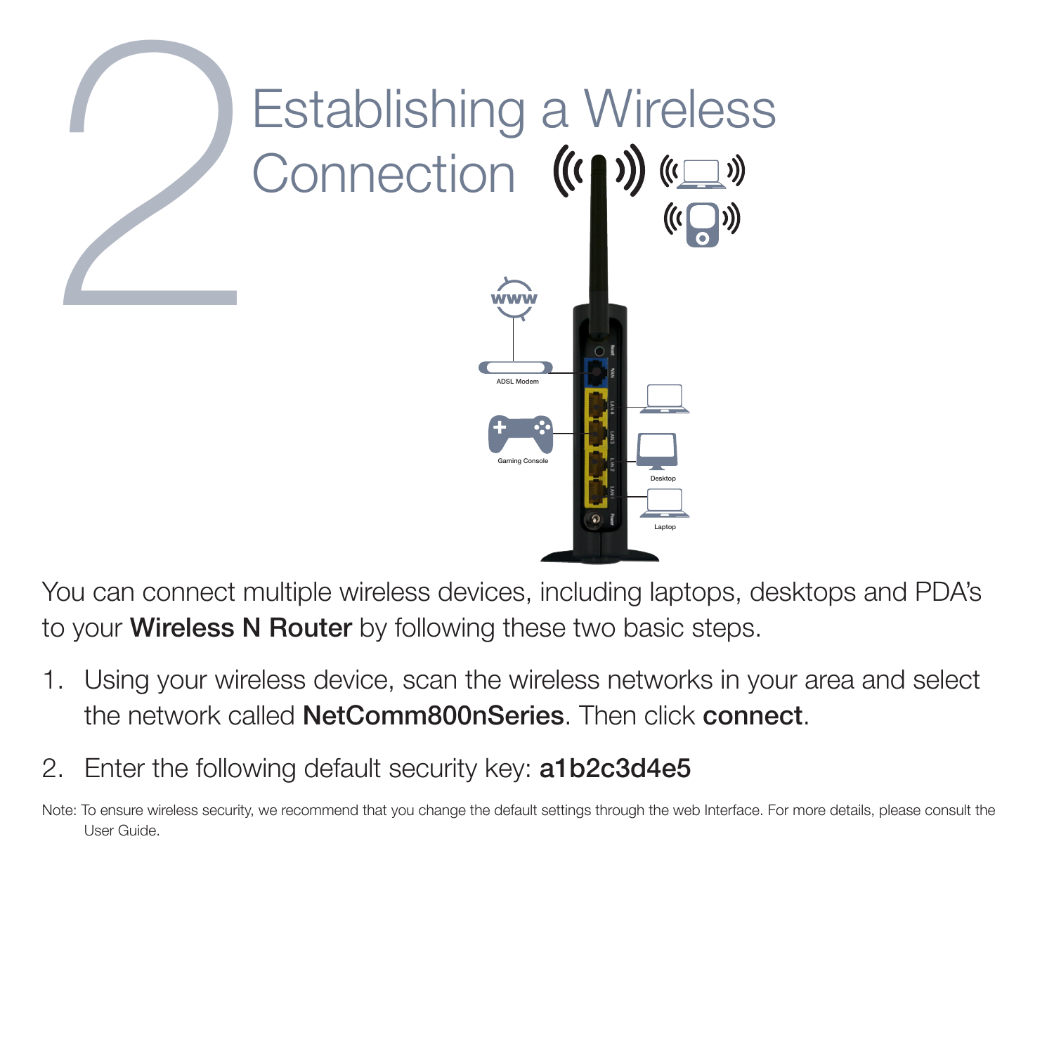# 2 Establishing a Wireless Connection

You can connect multiple wireless devices, including laptops, desktops and PDA's to your **Wireless N Router** by following these two basic steps.

1. Using your wireless device, scan the wireless networks in your area and select the network called **NetComm800nSeries**. Then click **connect**.

2. Enter the following default security key: **a1b2c3d4e5**

Note: To ensure wireless security, we recommend that you change the default settings through the web Interface. For more details, please consult the User Guide.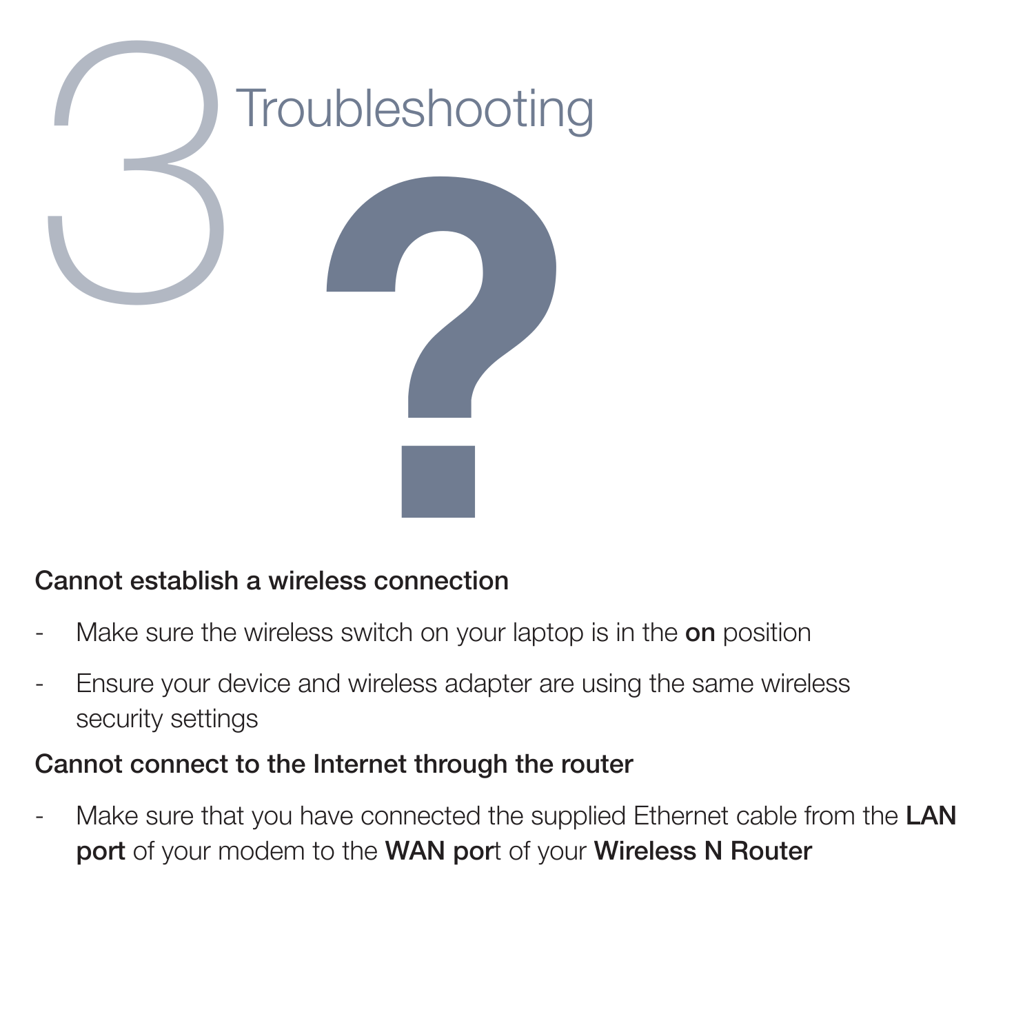# 3 Troubleshooting

## Cannot establish a wireless connection

- Make sure the wireless switch on your laptop is in the **on** position
- Ensure your device and wireless adapter are using the same wireless security settings

## Cannot connect to the Internet through the router

- Make sure that you have connected the supplied Ethernet cable from the **LAN port** of your modem to the **WAN por**t of your **Wireless N Router**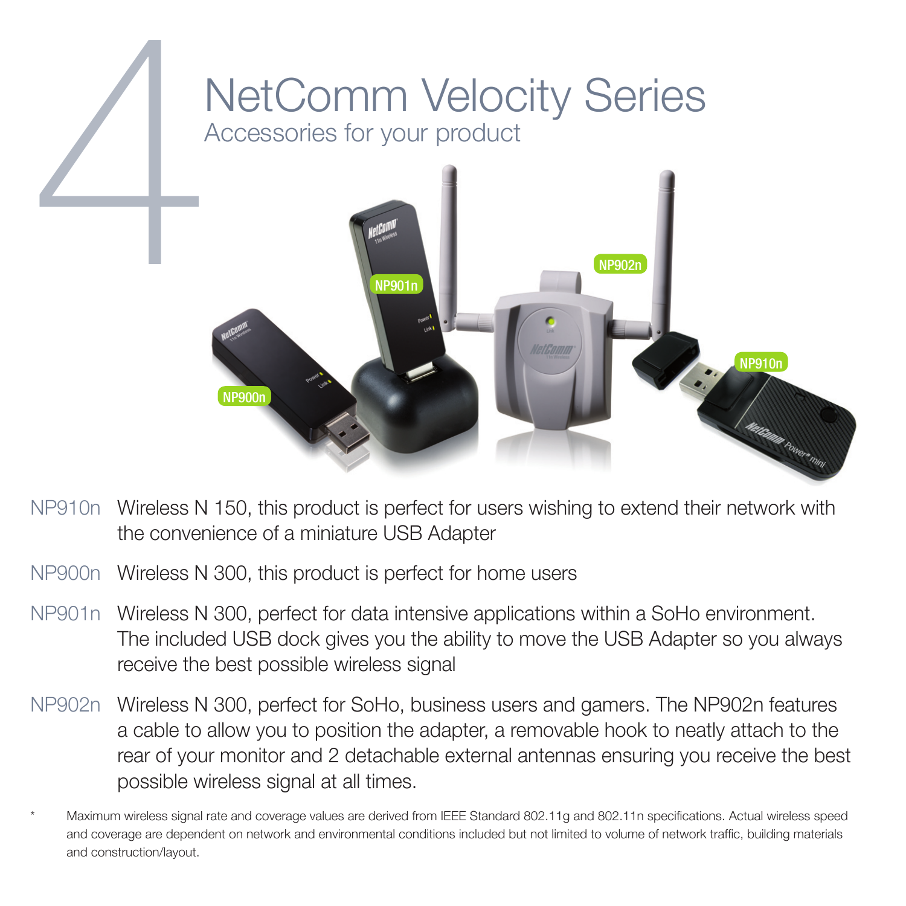# 4 NetComm Velocity Series

## Accessories for your product

NP910n Wireless N 150, this product is perfect for users wishing to extend their network with the convenience of a miniature USB Adapter

NP900n Wireless N 300, this product is perfect for home users

NP901n Wireless N 300, perfect for data intensive applications within a SoHo environment. The included USB dock gives you the ability to move the USB Adapter so you always receive the best possible wireless signal

NP902n Wireless N 300, perfect for SoHo, business users and gamers. The NP902n features a cable to allow you to position the adapter, a removable hook to neatly attach to the rear of your monitor and 2 detachable external antennas ensuring you receive the best possible wireless signal at all times.

\* Maximum wireless signal rate and coverage values are derived from IEEE Standard 802.11g and 802.11n specifications. Actual wireless speed and coverage are dependent on network and environmental conditions included but not limited to volume of network traffic, building materials and construction/layout.